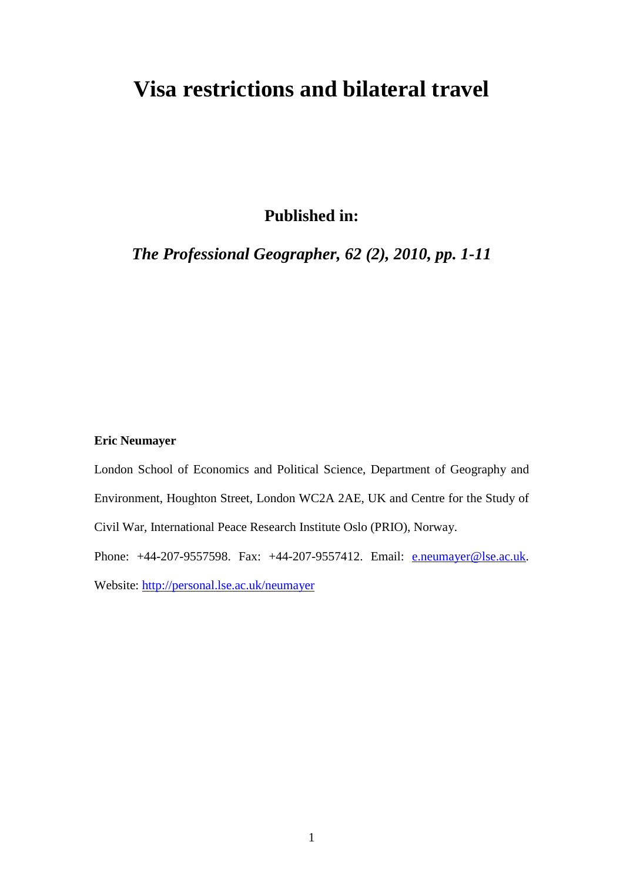# Visa restrictions and bilateral travel

**Published in:**

***The Professional Geographer, 62 (2), 2010, pp. 1-11***

**Eric Neumayer**

London School of Economics and Political Science, Department of Geography and Environment, Houghton Street, London WC2A 2AE, UK and Centre for the Study of Civil War, International Peace Research Institute Oslo (PRIO), Norway.

Phone: +44-207-9557598. Fax: +44-207-9557412. Email: e.neumayer@lse.ac.uk.

Website: http://personal.lse.ac.uk/neumayer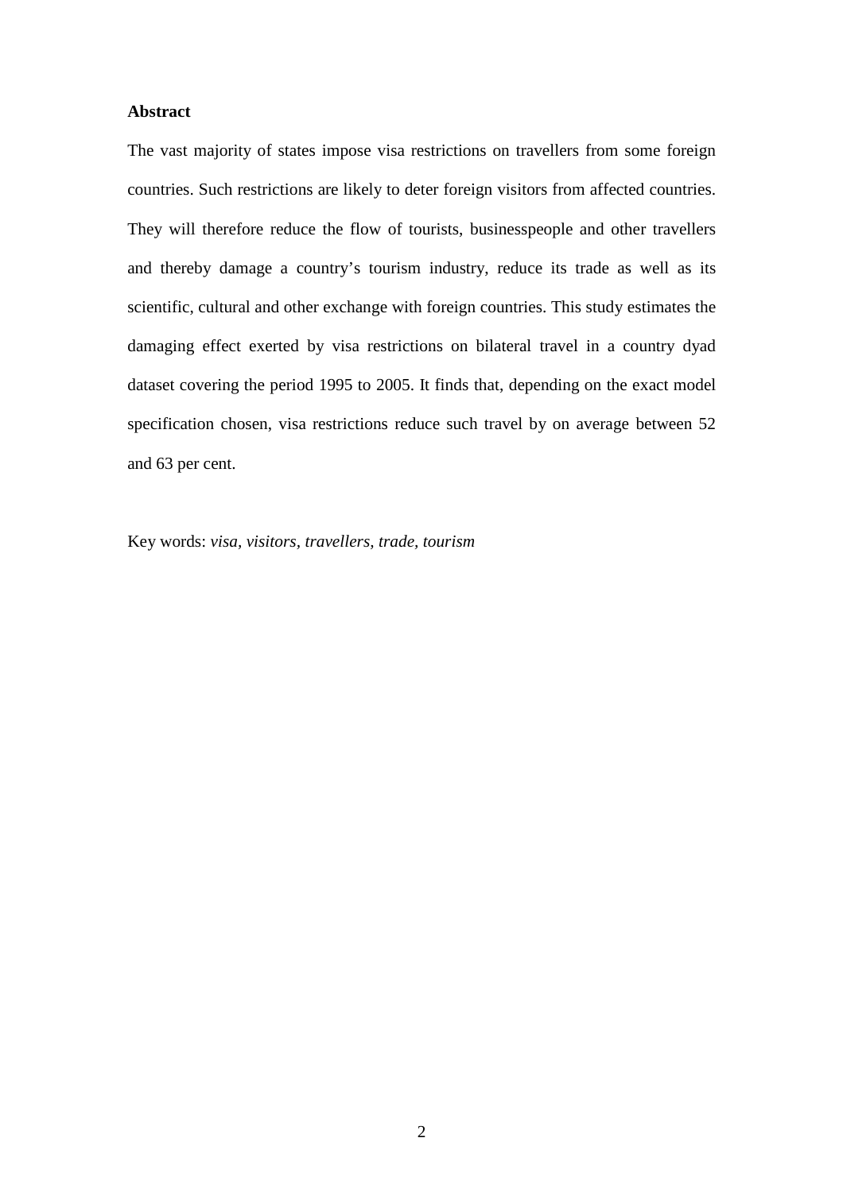**Abstract**

The vast majority of states impose visa restrictions on travellers from some foreign countries. Such restrictions are likely to deter foreign visitors from affected countries. They will therefore reduce the flow of tourists, businesspeople and other travellers and thereby damage a country's tourism industry, reduce its trade as well as its scientific, cultural and other exchange with foreign countries. This study estimates the damaging effect exerted by visa restrictions on bilateral travel in a country dyad dataset covering the period 1995 to 2005. It finds that, depending on the exact model specification chosen, visa restrictions reduce such travel by on average between 52 and 63 per cent.

Key words: *visa, visitors, travellers, trade, tourism*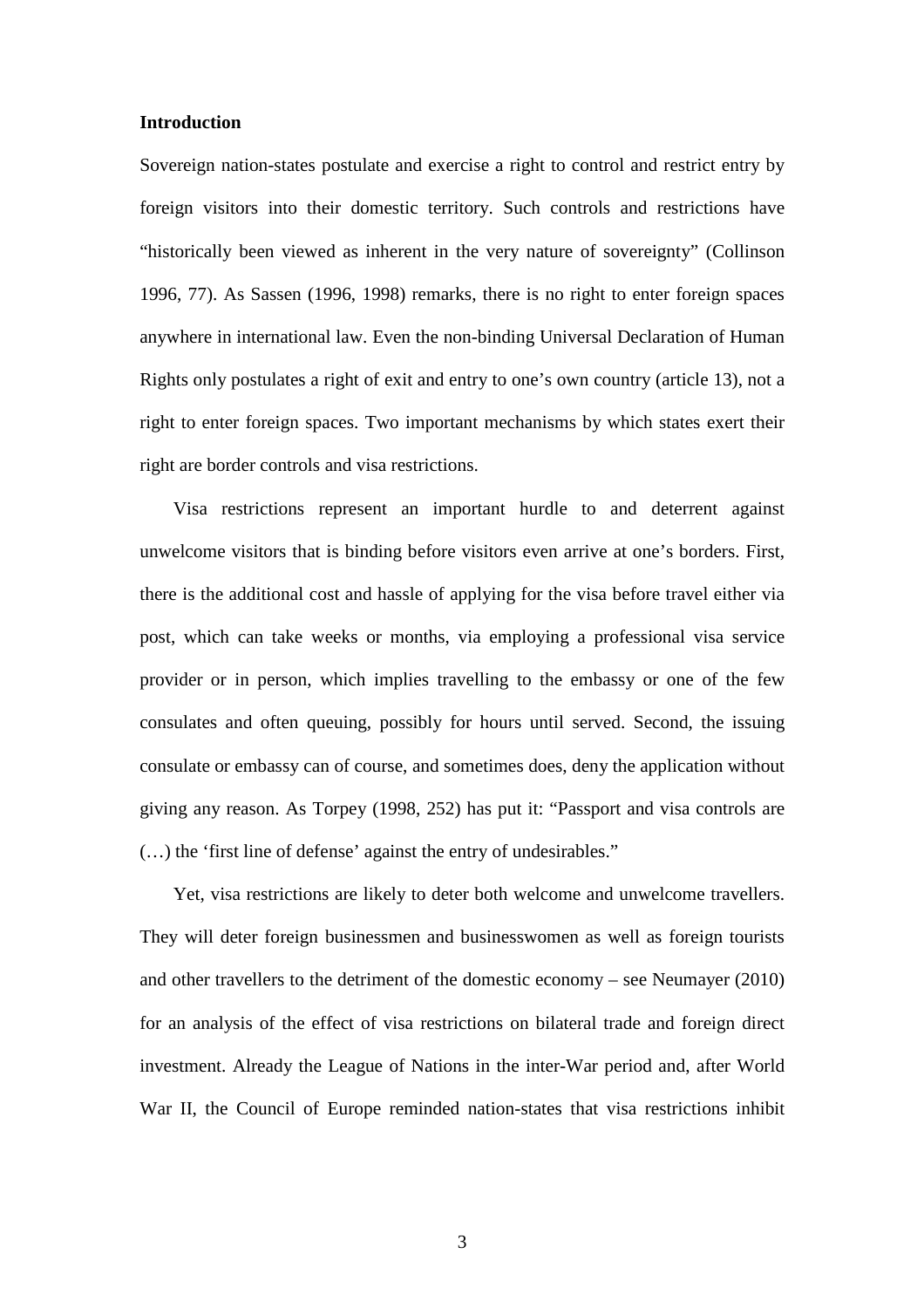## Introduction

Sovereign nation-states postulate and exercise a right to control and restrict entry by foreign visitors into their domestic territory. Such controls and restrictions have "historically been viewed as inherent in the very nature of sovereignty" (Collinson 1996, 77). As Sassen (1996, 1998) remarks, there is no right to enter foreign spaces anywhere in international law. Even the non-binding Universal Declaration of Human Rights only postulates a right of exit and entry to one's own country (article 13), not a right to enter foreign spaces. Two important mechanisms by which states exert their right are border controls and visa restrictions.

Visa restrictions represent an important hurdle to and deterrent against unwelcome visitors that is binding before visitors even arrive at one's borders. First, there is the additional cost and hassle of applying for the visa before travel either via post, which can take weeks or months, via employing a professional visa service provider or in person, which implies travelling to the embassy or one of the few consulates and often queuing, possibly for hours until served. Second, the issuing consulate or embassy can of course, and sometimes does, deny the application without giving any reason. As Torpey (1998, 252) has put it: "Passport and visa controls are (…) the 'first line of defense' against the entry of undesirables."

Yet, visa restrictions are likely to deter both welcome and unwelcome travellers. They will deter foreign businessmen and businesswomen as well as foreign tourists and other travellers to the detriment of the domestic economy – see Neumayer (2010) for an analysis of the effect of visa restrictions on bilateral trade and foreign direct investment. Already the League of Nations in the inter-War period and, after World War II, the Council of Europe reminded nation-states that visa restrictions inhibit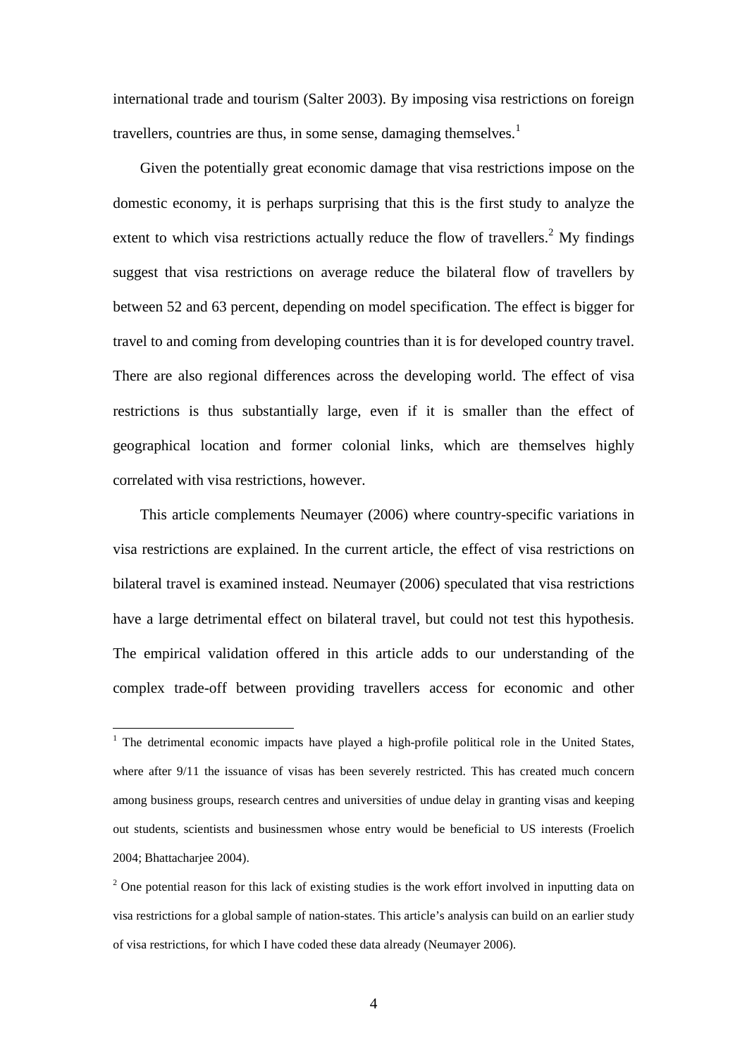international trade and tourism (Salter 2003). By imposing visa restrictions on foreign travellers, countries are thus, in some sense, damaging themselves.[1]

Given the potentially great economic damage that visa restrictions impose on the domestic economy, it is perhaps surprising that this is the first study to analyze the extent to which visa restrictions actually reduce the flow of travellers.[2] My findings suggest that visa restrictions on average reduce the bilateral flow of travellers by between 52 and 63 percent, depending on model specification. The effect is bigger for travel to and coming from developing countries than it is for developed country travel. There are also regional differences across the developing world. The effect of visa restrictions is thus substantially large, even if it is smaller than the effect of geographical location and former colonial links, which are themselves highly correlated with visa restrictions, however.

This article complements Neumayer (2006) where country-specific variations in visa restrictions are explained. In the current article, the effect of visa restrictions on bilateral travel is examined instead. Neumayer (2006) speculated that visa restrictions have a large detrimental effect on bilateral travel, but could not test this hypothesis. The empirical validation offered in this article adds to our understanding of the complex trade-off between providing travellers access for economic and other

---

[1] The detrimental economic impacts have played a high-profile political role in the United States, where after 9/11 the issuance of visas has been severely restricted. This has created much concern among business groups, research centres and universities of undue delay in granting visas and keeping out students, scientists and businessmen whose entry would be beneficial to US interests (Froelich 2004; Bhattacharjee 2004).

[2] One potential reason for this lack of existing studies is the work effort involved in inputting data on visa restrictions for a global sample of nation-states. This article's analysis can build on an earlier study of visa restrictions, for which I have coded these data already (Neumayer 2006).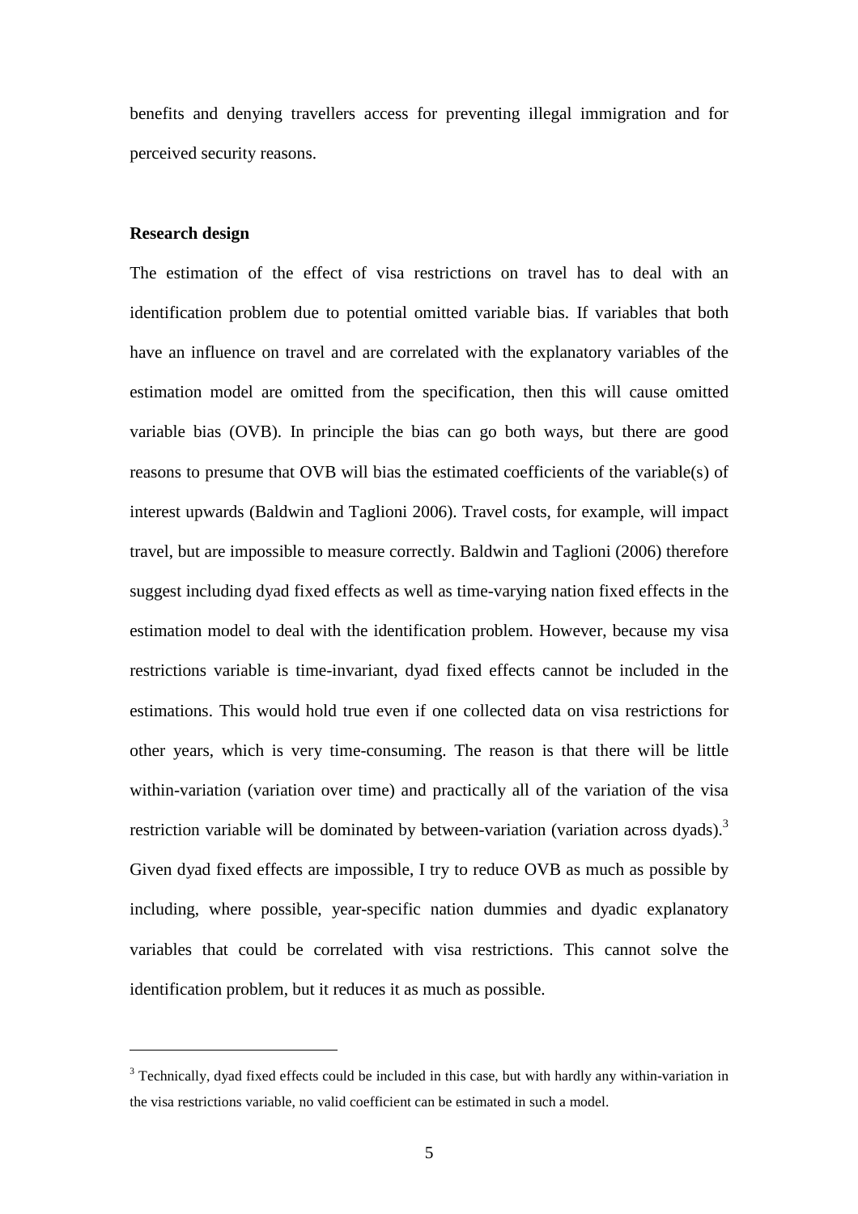benefits and denying travellers access for preventing illegal immigration and for perceived security reasons.

**Research design**

The estimation of the effect of visa restrictions on travel has to deal with an identification problem due to potential omitted variable bias. If variables that both have an influence on travel and are correlated with the explanatory variables of the estimation model are omitted from the specification, then this will cause omitted variable bias (OVB). In principle the bias can go both ways, but there are good reasons to presume that OVB will bias the estimated coefficients of the variable(s) of interest upwards (Baldwin and Taglioni 2006). Travel costs, for example, will impact travel, but are impossible to measure correctly. Baldwin and Taglioni (2006) therefore suggest including dyad fixed effects as well as time-varying nation fixed effects in the estimation model to deal with the identification problem. However, because my visa restrictions variable is time-invariant, dyad fixed effects cannot be included in the estimations. This would hold true even if one collected data on visa restrictions for other years, which is very time-consuming. The reason is that there will be little within-variation (variation over time) and practically all of the variation of the visa restriction variable will be dominated by between-variation (variation across dyads).[3] Given dyad fixed effects are impossible, I try to reduce OVB as much as possible by including, where possible, year-specific nation dummies and dyadic explanatory variables that could be correlated with visa restrictions. This cannot solve the identification problem, but it reduces it as much as possible.

---

[3] Technically, dyad fixed effects could be included in this case, but with hardly any within-variation in the visa restrictions variable, no valid coefficient can be estimated in such a model.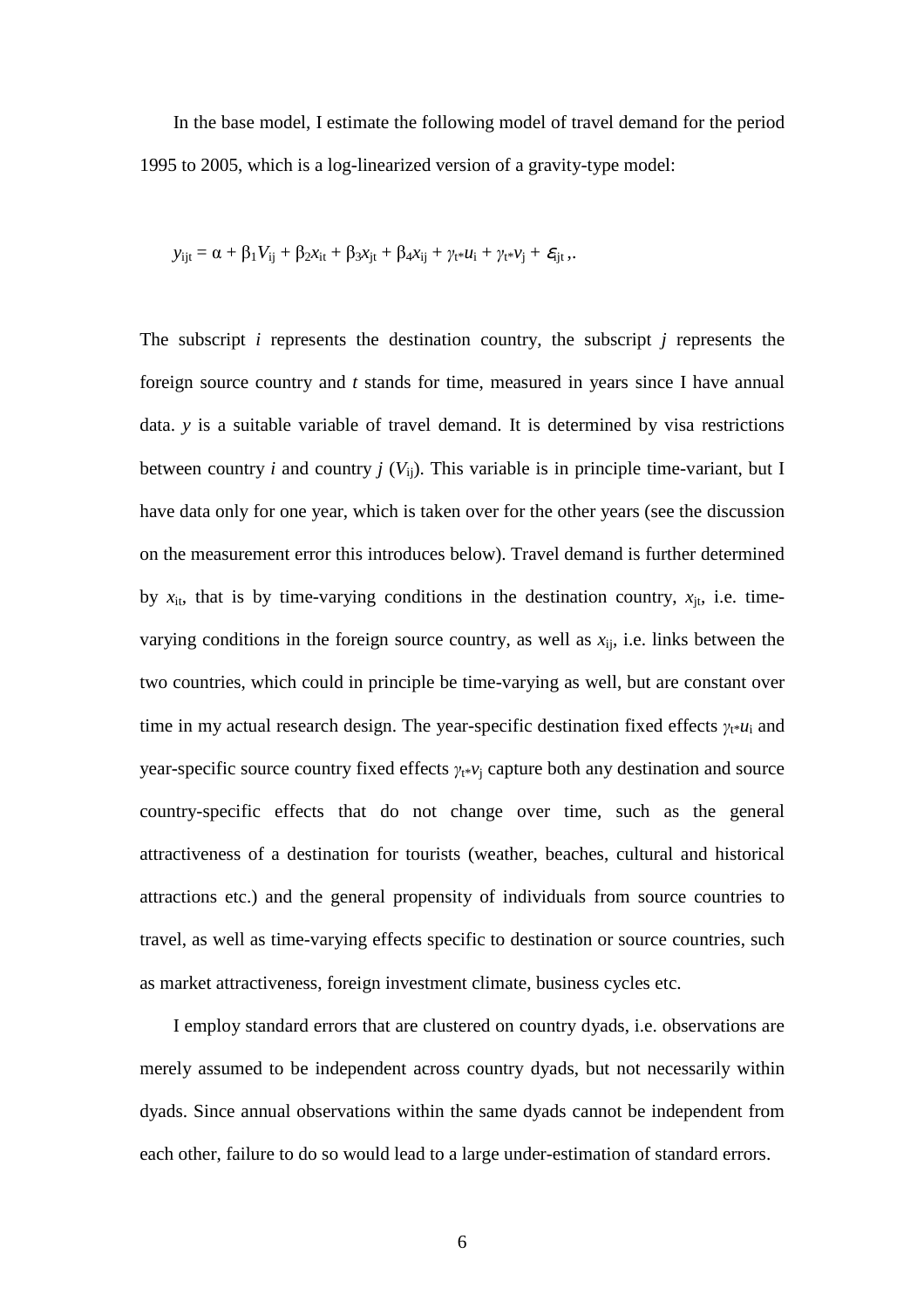In the base model, I estimate the following model of travel demand for the period 1995 to 2005, which is a log-linearized version of a gravity-type model:

$$y_{ijt} = \alpha + \beta_1 V_{ij} + \beta_2 x_{it} + \beta_3 x_{jt} + \beta_4 x_{ij} + \gamma_{t*} u_i + \gamma_{t*} v_j + \varepsilon_{ijt},.$$

The subscript $i$ represents the destination country, the subscript $j$ represents the foreign source country and $t$ stands for time, measured in years since I have annual data. $y$ is a suitable variable of travel demand. It is determined by visa restrictions between country $i$ and country $j$ ($V_{ij}$). This variable is in principle time-variant, but I have data only for one year, which is taken over for the other years (see the discussion on the measurement error this introduces below). Travel demand is further determined by $x_{it}$, that is by time-varying conditions in the destination country, $x_{jt}$, i.e. time-varying conditions in the foreign source country, as well as $x_{ij}$, i.e. links between the two countries, which could in principle be time-varying as well, but are constant over time in my actual research design. The year-specific destination fixed effects $\gamma_{t*} u_i$ and year-specific source country fixed effects $\gamma_{t*} v_j$ capture both any destination and source country-specific effects that do not change over time, such as the general attractiveness of a destination for tourists (weather, beaches, cultural and historical attractions etc.) and the general propensity of individuals from source countries to travel, as well as time-varying effects specific to destination or source countries, such as market attractiveness, foreign investment climate, business cycles etc.

I employ standard errors that are clustered on country dyads, i.e. observations are merely assumed to be independent across country dyads, but not necessarily within dyads. Since annual observations within the same dyads cannot be independent from each other, failure to do so would lead to a large under-estimation of standard errors.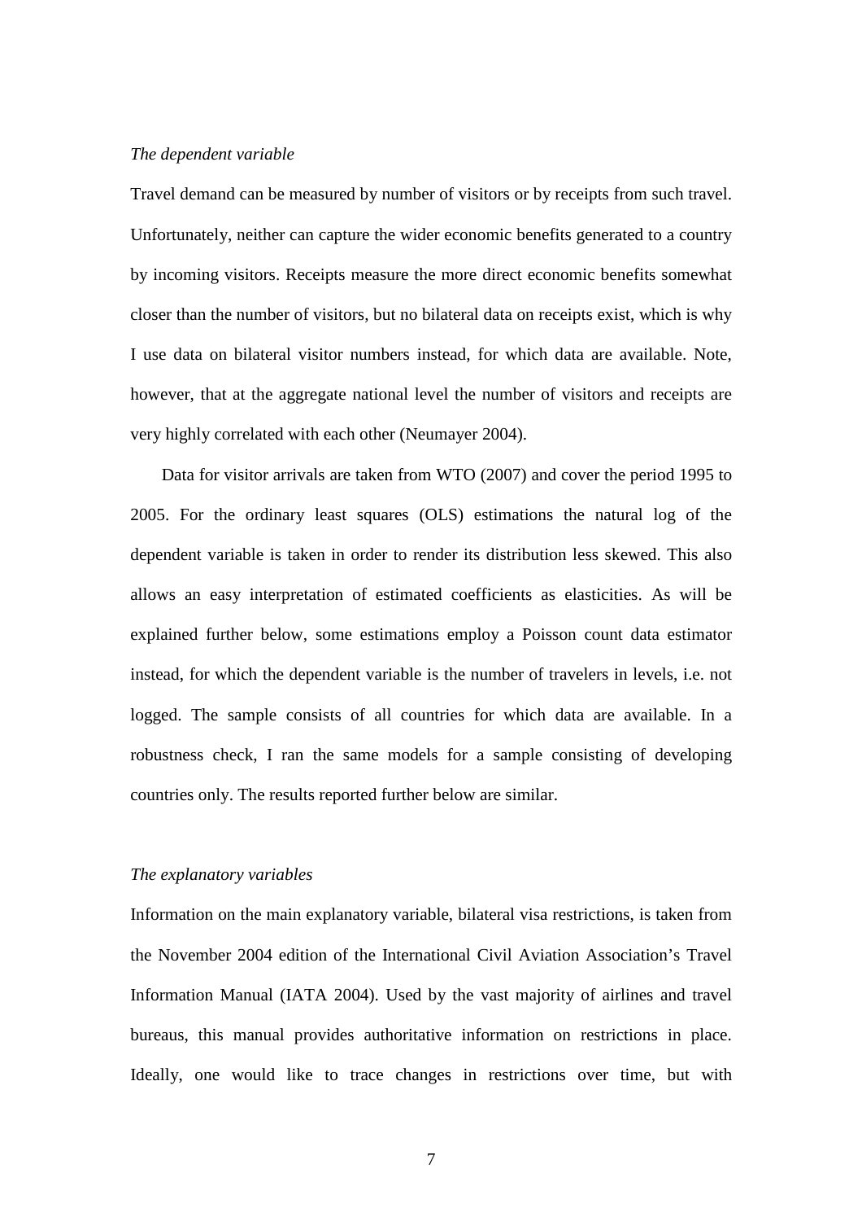*The dependent variable*

Travel demand can be measured by number of visitors or by receipts from such travel. Unfortunately, neither can capture the wider economic benefits generated to a country by incoming visitors. Receipts measure the more direct economic benefits somewhat closer than the number of visitors, but no bilateral data on receipts exist, which is why I use data on bilateral visitor numbers instead, for which data are available. Note, however, that at the aggregate national level the number of visitors and receipts are very highly correlated with each other (Neumayer 2004).

Data for visitor arrivals are taken from WTO (2007) and cover the period 1995 to 2005. For the ordinary least squares (OLS) estimations the natural log of the dependent variable is taken in order to render its distribution less skewed. This also allows an easy interpretation of estimated coefficients as elasticities. As will be explained further below, some estimations employ a Poisson count data estimator instead, for which the dependent variable is the number of travelers in levels, i.e. not logged. The sample consists of all countries for which data are available. In a robustness check, I ran the same models for a sample consisting of developing countries only. The results reported further below are similar.

*The explanatory variables*

Information on the main explanatory variable, bilateral visa restrictions, is taken from the November 2004 edition of the International Civil Aviation Association's Travel Information Manual (IATA 2004). Used by the vast majority of airlines and travel bureaus, this manual provides authoritative information on restrictions in place. Ideally, one would like to trace changes in restrictions over time, but with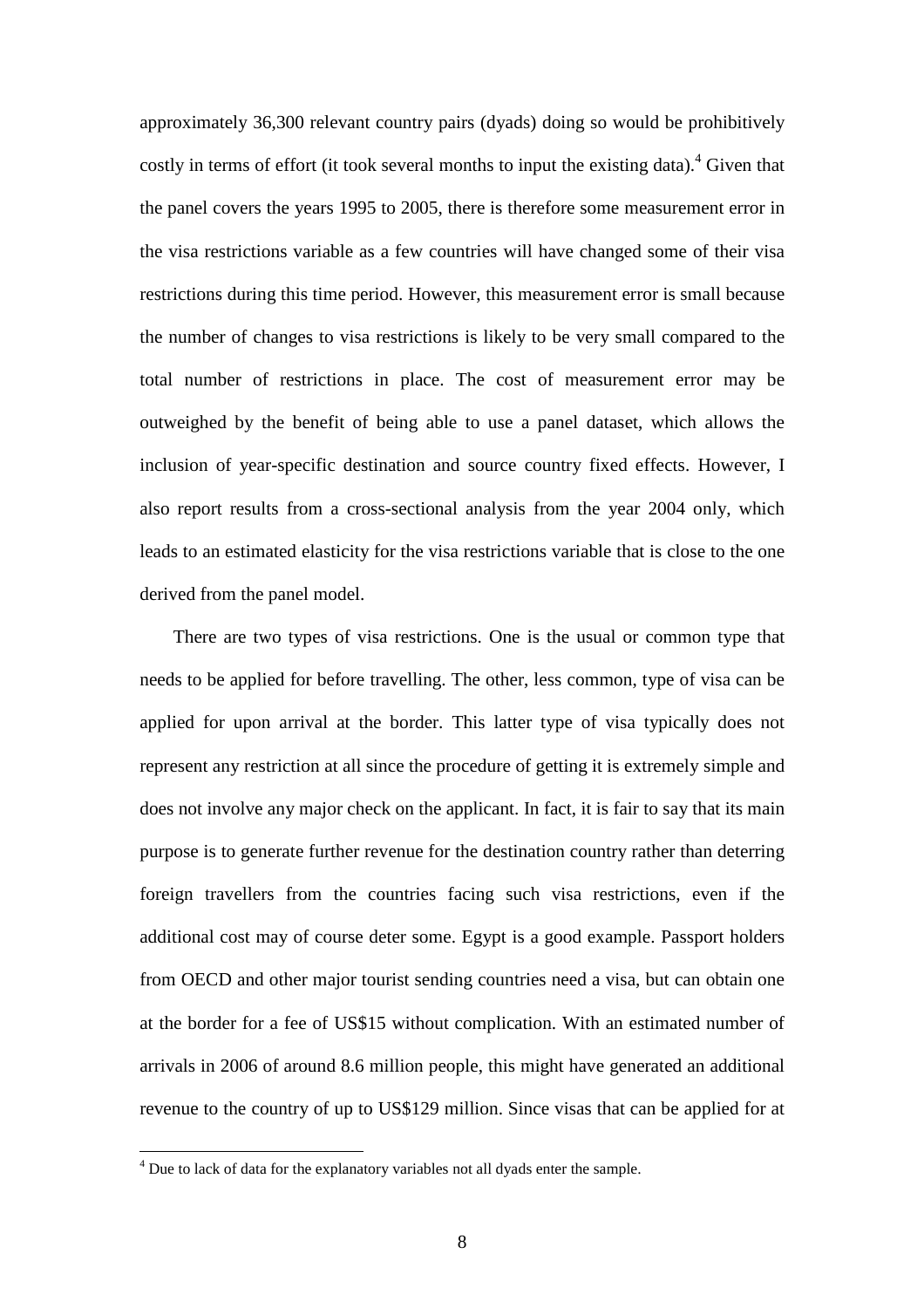approximately 36,300 relevant country pairs (dyads) doing so would be prohibitively costly in terms of effort (it took several months to input the existing data).[4] Given that the panel covers the years 1995 to 2005, there is therefore some measurement error in the visa restrictions variable as a few countries will have changed some of their visa restrictions during this time period. However, this measurement error is small because the number of changes to visa restrictions is likely to be very small compared to the total number of restrictions in place. The cost of measurement error may be outweighed by the benefit of being able to use a panel dataset, which allows the inclusion of year-specific destination and source country fixed effects. However, I also report results from a cross-sectional analysis from the year 2004 only, which leads to an estimated elasticity for the visa restrictions variable that is close to the one derived from the panel model.

There are two types of visa restrictions. One is the usual or common type that needs to be applied for before travelling. The other, less common, type of visa can be applied for upon arrival at the border. This latter type of visa typically does not represent any restriction at all since the procedure of getting it is extremely simple and does not involve any major check on the applicant. In fact, it is fair to say that its main purpose is to generate further revenue for the destination country rather than deterring foreign travellers from the countries facing such visa restrictions, even if the additional cost may of course deter some. Egypt is a good example. Passport holders from OECD and other major tourist sending countries need a visa, but can obtain one at the border for a fee of US$15 without complication. With an estimated number of arrivals in 2006 of around 8.6 million people, this might have generated an additional revenue to the country of up to US$129 million. Since visas that can be applied for at

[4] Due to lack of data for the explanatory variables not all dyads enter the sample.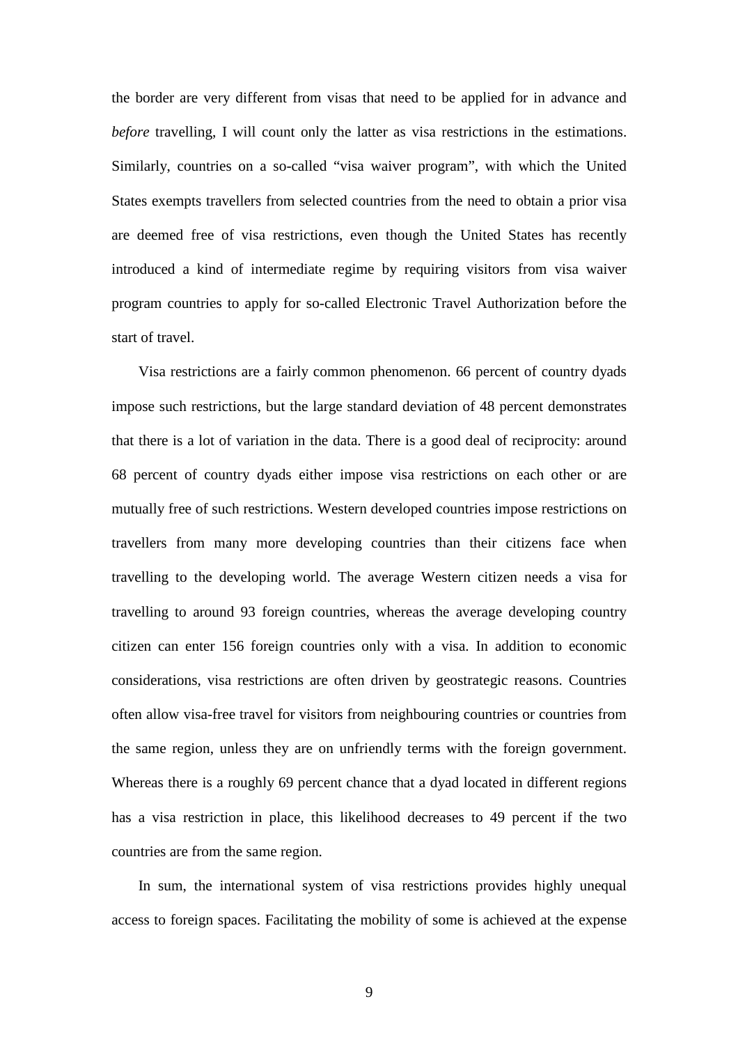the border are very different from visas that need to be applied for in advance and *before* travelling, I will count only the latter as visa restrictions in the estimations. Similarly, countries on a so-called "visa waiver program", with which the United States exempts travellers from selected countries from the need to obtain a prior visa are deemed free of visa restrictions, even though the United States has recently introduced a kind of intermediate regime by requiring visitors from visa waiver program countries to apply for so-called Electronic Travel Authorization before the start of travel.

Visa restrictions are a fairly common phenomenon. 66 percent of country dyads impose such restrictions, but the large standard deviation of 48 percent demonstrates that there is a lot of variation in the data. There is a good deal of reciprocity: around 68 percent of country dyads either impose visa restrictions on each other or are mutually free of such restrictions. Western developed countries impose restrictions on travellers from many more developing countries than their citizens face when travelling to the developing world. The average Western citizen needs a visa for travelling to around 93 foreign countries, whereas the average developing country citizen can enter 156 foreign countries only with a visa. In addition to economic considerations, visa restrictions are often driven by geostrategic reasons. Countries often allow visa-free travel for visitors from neighbouring countries or countries from the same region, unless they are on unfriendly terms with the foreign government. Whereas there is a roughly 69 percent chance that a dyad located in different regions has a visa restriction in place, this likelihood decreases to 49 percent if the two countries are from the same region.

In sum, the international system of visa restrictions provides highly unequal access to foreign spaces. Facilitating the mobility of some is achieved at the expense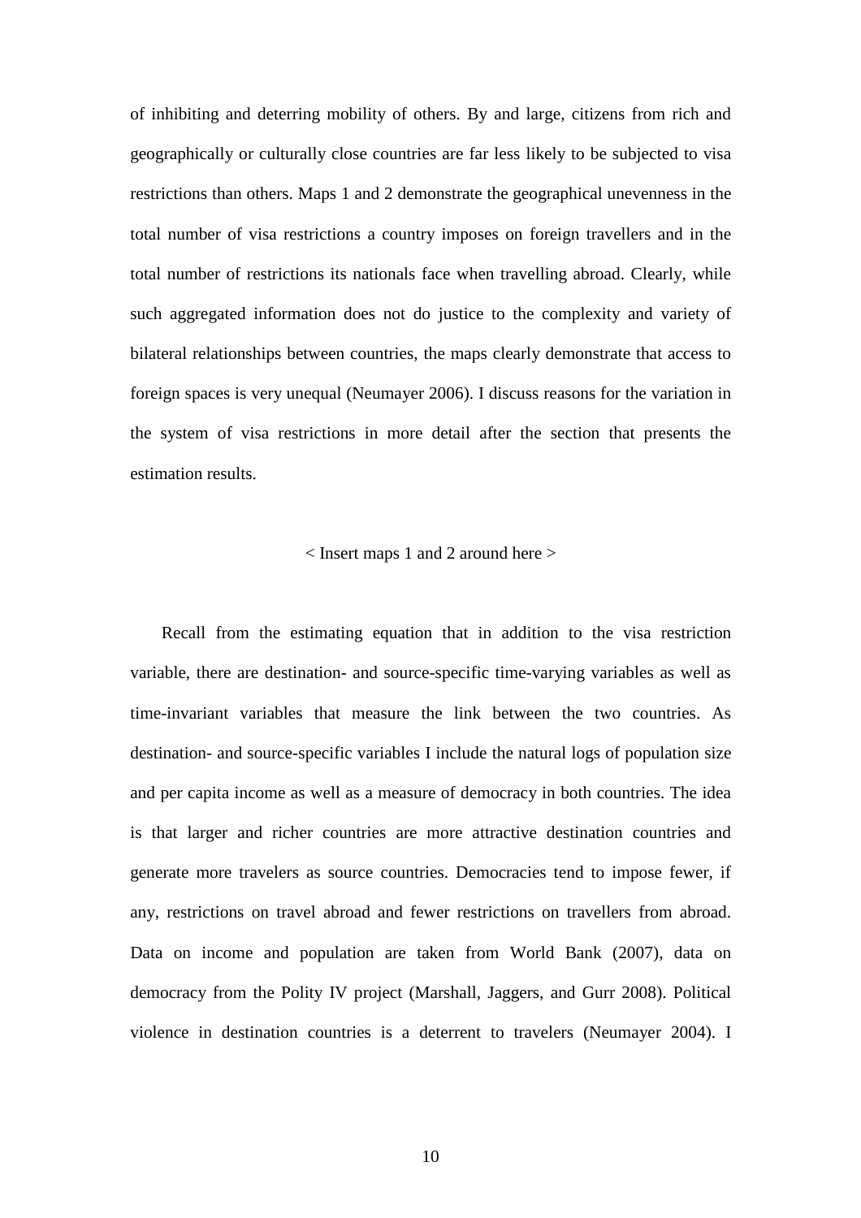of inhibiting and deterring mobility of others. By and large, citizens from rich and geographically or culturally close countries are far less likely to be subjected to visa restrictions than others. Maps 1 and 2 demonstrate the geographical unevenness in the total number of visa restrictions a country imposes on foreign travellers and in the total number of restrictions its nationals face when travelling abroad. Clearly, while such aggregated information does not do justice to the complexity and variety of bilateral relationships between countries, the maps clearly demonstrate that access to foreign spaces is very unequal (Neumayer 2006). I discuss reasons for the variation in the system of visa restrictions in more detail after the section that presents the estimation results.

< Insert maps 1 and 2 around here >

Recall from the estimating equation that in addition to the visa restriction variable, there are destination- and source-specific time-varying variables as well as time-invariant variables that measure the link between the two countries. As destination- and source-specific variables I include the natural logs of population size and per capita income as well as a measure of democracy in both countries. The idea is that larger and richer countries are more attractive destination countries and generate more travelers as source countries. Democracies tend to impose fewer, if any, restrictions on travel abroad and fewer restrictions on travellers from abroad. Data on income and population are taken from World Bank (2007), data on democracy from the Polity IV project (Marshall, Jaggers, and Gurr 2008). Political violence in destination countries is a deterrent to travelers (Neumayer 2004). I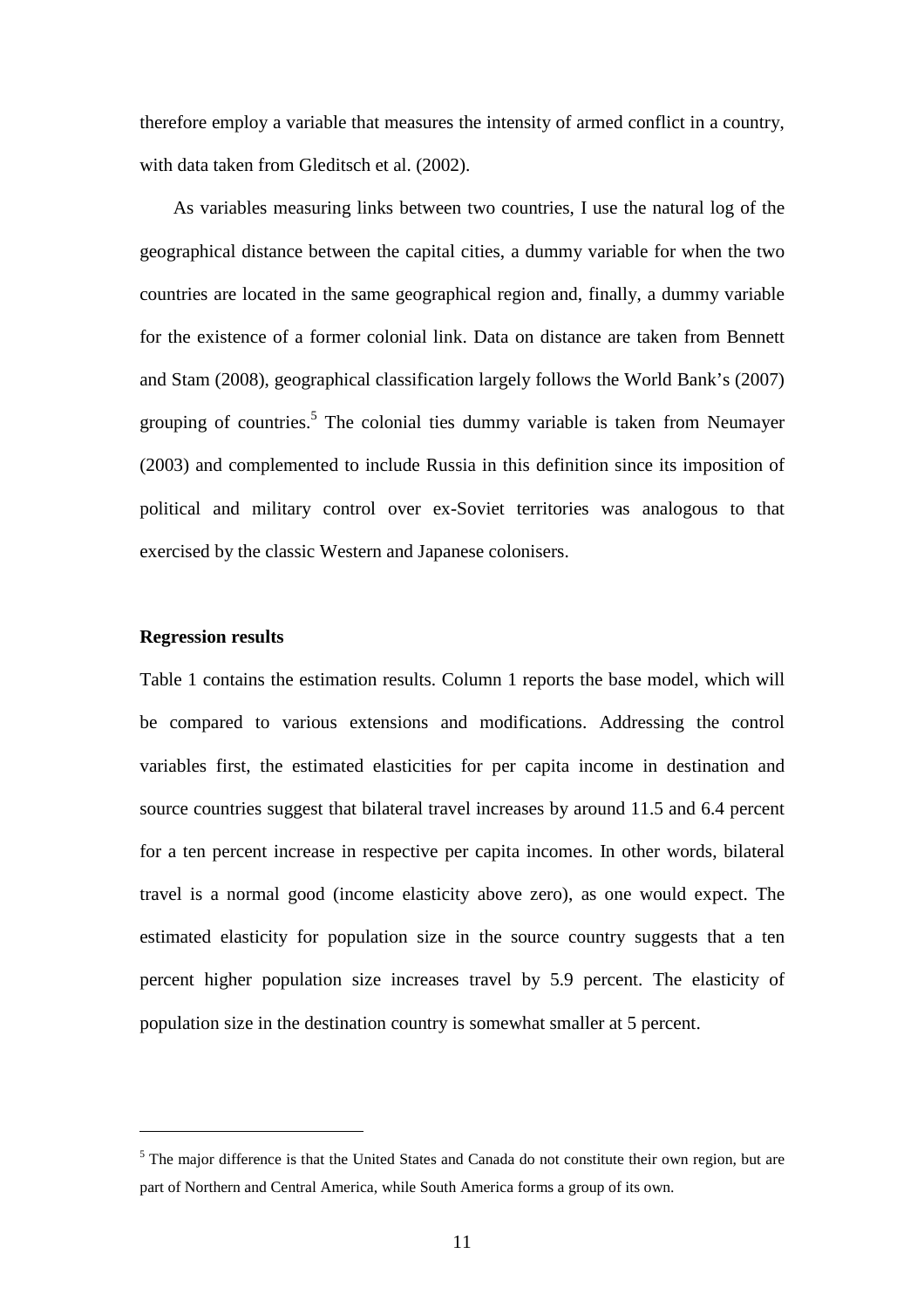therefore employ a variable that measures the intensity of armed conflict in a country, with data taken from Gleditsch et al. (2002).

As variables measuring links between two countries, I use the natural log of the geographical distance between the capital cities, a dummy variable for when the two countries are located in the same geographical region and, finally, a dummy variable for the existence of a former colonial link. Data on distance are taken from Bennett and Stam (2008), geographical classification largely follows the World Bank's (2007) grouping of countries.[5] The colonial ties dummy variable is taken from Neumayer (2003) and complemented to include Russia in this definition since its imposition of political and military control over ex-Soviet territories was analogous to that exercised by the classic Western and Japanese colonisers.

**Regression results**

Table 1 contains the estimation results. Column 1 reports the base model, which will be compared to various extensions and modifications. Addressing the control variables first, the estimated elasticities for per capita income in destination and source countries suggest that bilateral travel increases by around 11.5 and 6.4 percent for a ten percent increase in respective per capita incomes. In other words, bilateral travel is a normal good (income elasticity above zero), as one would expect. The estimated elasticity for population size in the source country suggests that a ten percent higher population size increases travel by 5.9 percent. The elasticity of population size in the destination country is somewhat smaller at 5 percent.

---

[5] The major difference is that the United States and Canada do not constitute their own region, but are part of Northern and Central America, while South America forms a group of its own.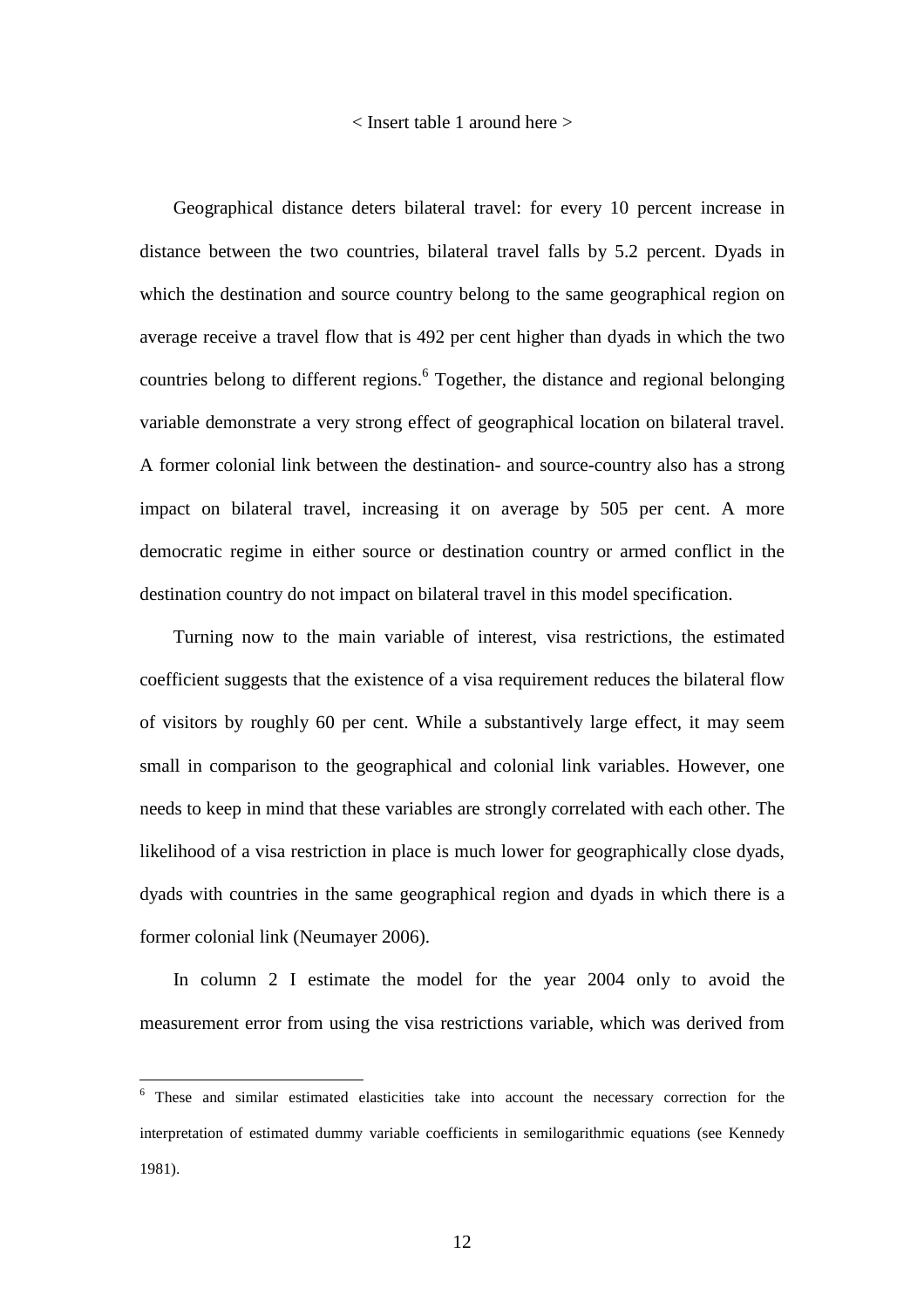< Insert table 1 around here >

Geographical distance deters bilateral travel: for every 10 percent increase in distance between the two countries, bilateral travel falls by 5.2 percent. Dyads in which the destination and source country belong to the same geographical region on average receive a travel flow that is 492 per cent higher than dyads in which the two countries belong to different regions.[6] Together, the distance and regional belonging variable demonstrate a very strong effect of geographical location on bilateral travel. A former colonial link between the destination- and source-country also has a strong impact on bilateral travel, increasing it on average by 505 per cent. A more democratic regime in either source or destination country or armed conflict in the destination country do not impact on bilateral travel in this model specification.

Turning now to the main variable of interest, visa restrictions, the estimated coefficient suggests that the existence of a visa requirement reduces the bilateral flow of visitors by roughly 60 per cent. While a substantively large effect, it may seem small in comparison to the geographical and colonial link variables. However, one needs to keep in mind that these variables are strongly correlated with each other. The likelihood of a visa restriction in place is much lower for geographically close dyads, dyads with countries in the same geographical region and dyads in which there is a former colonial link (Neumayer 2006).

In column 2 I estimate the model for the year 2004 only to avoid the measurement error from using the visa restrictions variable, which was derived from

[6] These and similar estimated elasticities take into account the necessary correction for the interpretation of estimated dummy variable coefficients in semilogarithmic equations (see Kennedy 1981).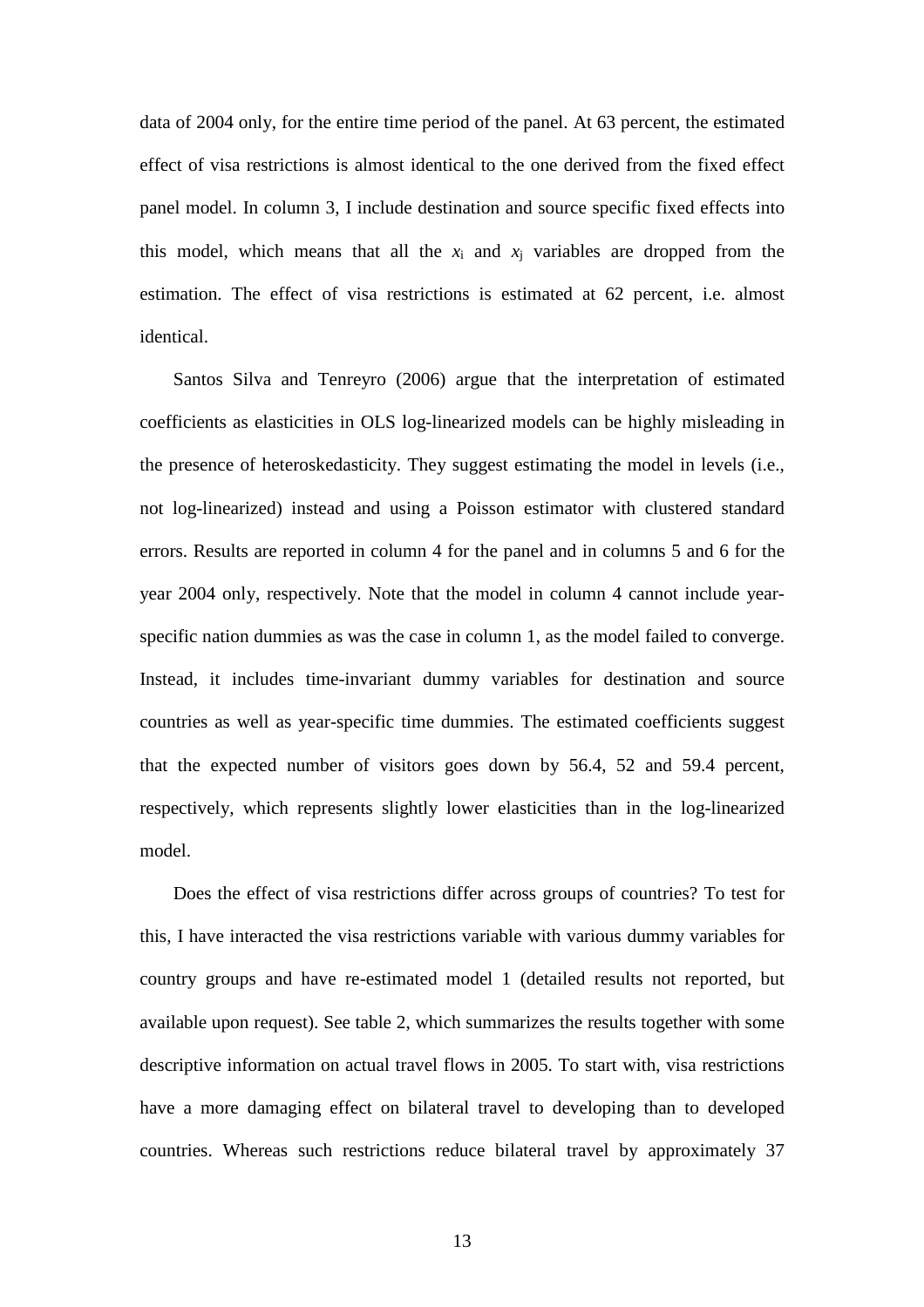data of 2004 only, for the entire time period of the panel. At 63 percent, the estimated effect of visa restrictions is almost identical to the one derived from the fixed effect panel model. In column 3, I include destination and source specific fixed effects into this model, which means that all the $x_i$ and $x_j$ variables are dropped from the estimation. The effect of visa restrictions is estimated at 62 percent, i.e. almost identical.

Santos Silva and Tenreyro (2006) argue that the interpretation of estimated coefficients as elasticities in OLS log-linearized models can be highly misleading in the presence of heteroskedasticity. They suggest estimating the model in levels (i.e., not log-linearized) instead and using a Poisson estimator with clustered standard errors. Results are reported in column 4 for the panel and in columns 5 and 6 for the year 2004 only, respectively. Note that the model in column 4 cannot include year-specific nation dummies as was the case in column 1, as the model failed to converge. Instead, it includes time-invariant dummy variables for destination and source countries as well as year-specific time dummies. The estimated coefficients suggest that the expected number of visitors goes down by 56.4, 52 and 59.4 percent, respectively, which represents slightly lower elasticities than in the log-linearized model.

Does the effect of visa restrictions differ across groups of countries? To test for this, I have interacted the visa restrictions variable with various dummy variables for country groups and have re-estimated model 1 (detailed results not reported, but available upon request). See table 2, which summarizes the results together with some descriptive information on actual travel flows in 2005. To start with, visa restrictions have a more damaging effect on bilateral travel to developing than to developed countries. Whereas such restrictions reduce bilateral travel by approximately 37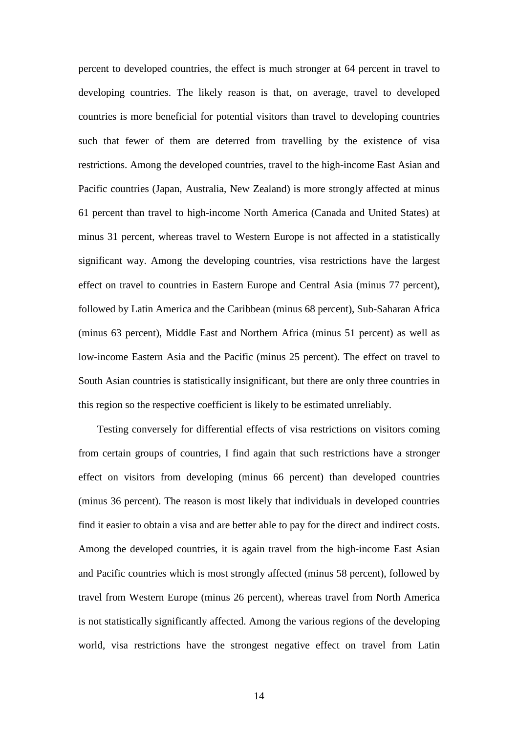percent to developed countries, the effect is much stronger at 64 percent in travel to developing countries. The likely reason is that, on average, travel to developed countries is more beneficial for potential visitors than travel to developing countries such that fewer of them are deterred from travelling by the existence of visa restrictions. Among the developed countries, travel to the high-income East Asian and Pacific countries (Japan, Australia, New Zealand) is more strongly affected at minus 61 percent than travel to high-income North America (Canada and United States) at minus 31 percent, whereas travel to Western Europe is not affected in a statistically significant way. Among the developing countries, visa restrictions have the largest effect on travel to countries in Eastern Europe and Central Asia (minus 77 percent), followed by Latin America and the Caribbean (minus 68 percent), Sub-Saharan Africa (minus 63 percent), Middle East and Northern Africa (minus 51 percent) as well as low-income Eastern Asia and the Pacific (minus 25 percent). The effect on travel to South Asian countries is statistically insignificant, but there are only three countries in this region so the respective coefficient is likely to be estimated unreliably.

Testing conversely for differential effects of visa restrictions on visitors coming from certain groups of countries, I find again that such restrictions have a stronger effect on visitors from developing (minus 66 percent) than developed countries (minus 36 percent). The reason is most likely that individuals in developed countries find it easier to obtain a visa and are better able to pay for the direct and indirect costs. Among the developed countries, it is again travel from the high-income East Asian and Pacific countries which is most strongly affected (minus 58 percent), followed by travel from Western Europe (minus 26 percent), whereas travel from North America is not statistically significantly affected. Among the various regions of the developing world, visa restrictions have the strongest negative effect on travel from Latin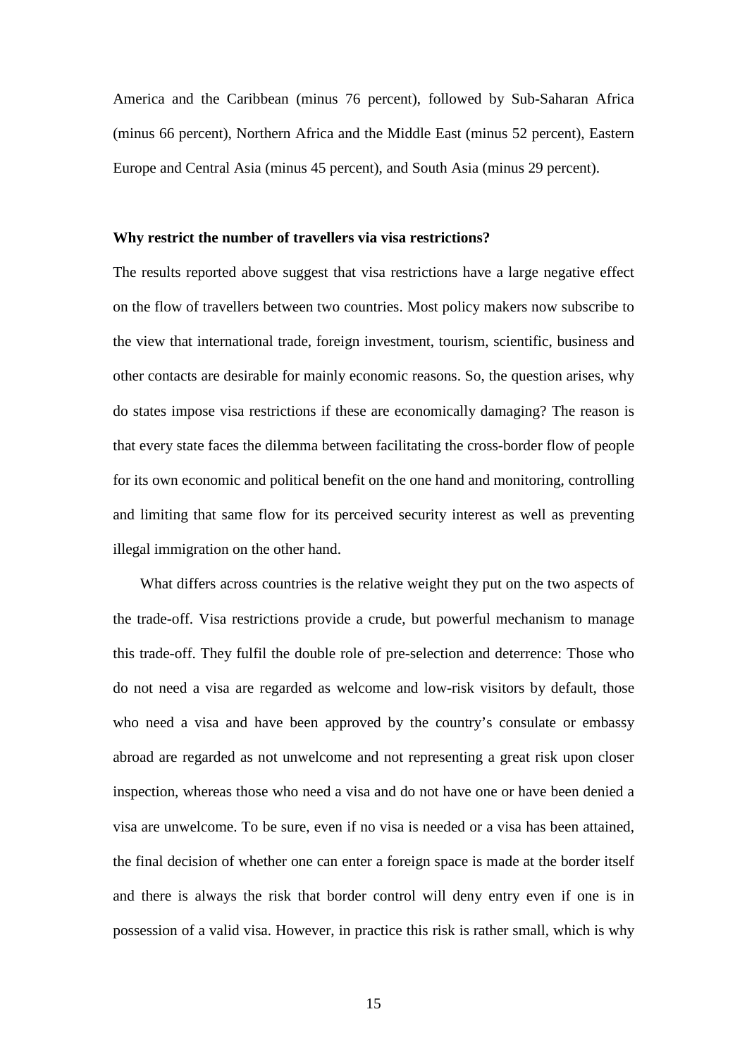America and the Caribbean (minus 76 percent), followed by Sub-Saharan Africa (minus 66 percent), Northern Africa and the Middle East (minus 52 percent), Eastern Europe and Central Asia (minus 45 percent), and South Asia (minus 29 percent).

**Why restrict the number of travellers via visa restrictions?**

The results reported above suggest that visa restrictions have a large negative effect on the flow of travellers between two countries. Most policy makers now subscribe to the view that international trade, foreign investment, tourism, scientific, business and other contacts are desirable for mainly economic reasons. So, the question arises, why do states impose visa restrictions if these are economically damaging? The reason is that every state faces the dilemma between facilitating the cross-border flow of people for its own economic and political benefit on the one hand and monitoring, controlling and limiting that same flow for its perceived security interest as well as preventing illegal immigration on the other hand.

What differs across countries is the relative weight they put on the two aspects of the trade-off. Visa restrictions provide a crude, but powerful mechanism to manage this trade-off. They fulfil the double role of pre-selection and deterrence: Those who do not need a visa are regarded as welcome and low-risk visitors by default, those who need a visa and have been approved by the country's consulate or embassy abroad are regarded as not unwelcome and not representing a great risk upon closer inspection, whereas those who need a visa and do not have one or have been denied a visa are unwelcome. To be sure, even if no visa is needed or a visa has been attained, the final decision of whether one can enter a foreign space is made at the border itself and there is always the risk that border control will deny entry even if one is in possession of a valid visa. However, in practice this risk is rather small, which is why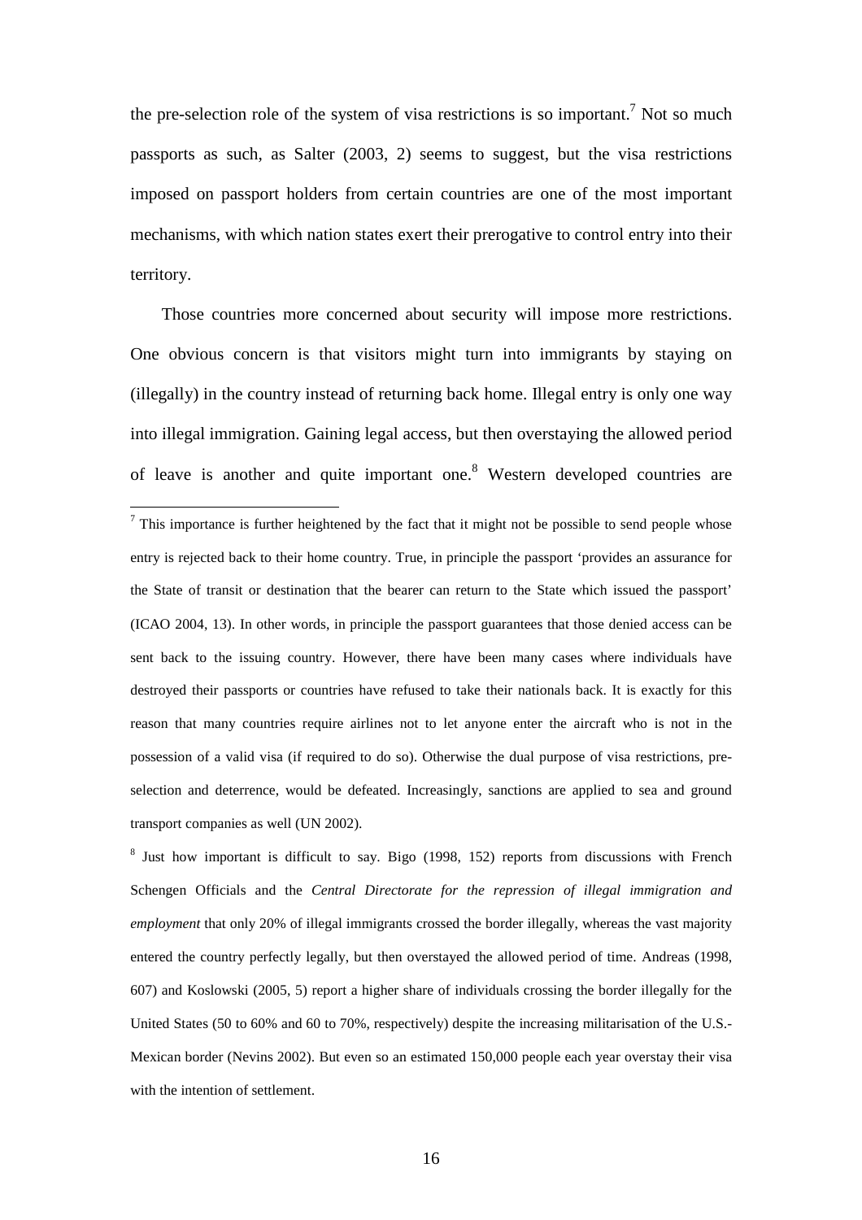the pre-selection role of the system of visa restrictions is so important.[7] Not so much passports as such, as Salter (2003, 2) seems to suggest, but the visa restrictions imposed on passport holders from certain countries are one of the most important mechanisms, with which nation states exert their prerogative to control entry into their territory.

Those countries more concerned about security will impose more restrictions. One obvious concern is that visitors might turn into immigrants by staying on (illegally) in the country instead of returning back home. Illegal entry is only one way into illegal immigration. Gaining legal access, but then overstaying the allowed period of leave is another and quite important one.[8] Western developed countries are

[7] This importance is further heightened by the fact that it might not be possible to send people whose entry is rejected back to their home country. True, in principle the passport 'provides an assurance for the State of transit or destination that the bearer can return to the State which issued the passport' (ICAO 2004, 13). In other words, in principle the passport guarantees that those denied access can be sent back to the issuing country. However, there have been many cases where individuals have destroyed their passports or countries have refused to take their nationals back. It is exactly for this reason that many countries require airlines not to let anyone enter the aircraft who is not in the possession of a valid visa (if required to do so). Otherwise the dual purpose of visa restrictions, pre-selection and deterrence, would be defeated. Increasingly, sanctions are applied to sea and ground transport companies as well (UN 2002).

[8] Just how important is difficult to say. Bigo (1998, 152) reports from discussions with French Schengen Officials and the *Central Directorate for the repression of illegal immigration and employment* that only 20% of illegal immigrants crossed the border illegally, whereas the vast majority entered the country perfectly legally, but then overstayed the allowed period of time. Andreas (1998, 607) and Koslowski (2005, 5) report a higher share of individuals crossing the border illegally for the United States (50 to 60% and 60 to 70%, respectively) despite the increasing militarisation of the U.S.-Mexican border (Nevins 2002). But even so an estimated 150,000 people each year overstay their visa with the intention of settlement.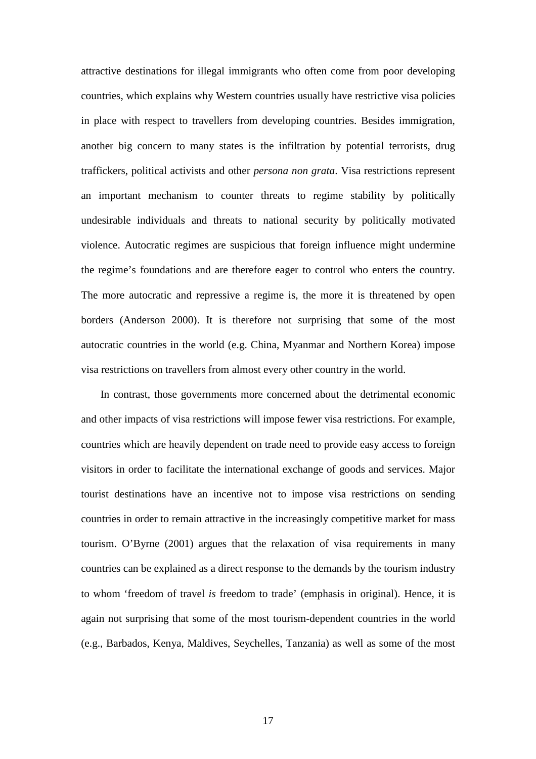attractive destinations for illegal immigrants who often come from poor developing countries, which explains why Western countries usually have restrictive visa policies in place with respect to travellers from developing countries. Besides immigration, another big concern to many states is the infiltration by potential terrorists, drug traffickers, political activists and other *persona non grata*. Visa restrictions represent an important mechanism to counter threats to regime stability by politically undesirable individuals and threats to national security by politically motivated violence. Autocratic regimes are suspicious that foreign influence might undermine the regime's foundations and are therefore eager to control who enters the country. The more autocratic and repressive a regime is, the more it is threatened by open borders (Anderson 2000). It is therefore not surprising that some of the most autocratic countries in the world (e.g. China, Myanmar and Northern Korea) impose visa restrictions on travellers from almost every other country in the world.

In contrast, those governments more concerned about the detrimental economic and other impacts of visa restrictions will impose fewer visa restrictions. For example, countries which are heavily dependent on trade need to provide easy access to foreign visitors in order to facilitate the international exchange of goods and services. Major tourist destinations have an incentive not to impose visa restrictions on sending countries in order to remain attractive in the increasingly competitive market for mass tourism. O'Byrne (2001) argues that the relaxation of visa requirements in many countries can be explained as a direct response to the demands by the tourism industry to whom 'freedom of travel *is* freedom to trade' (emphasis in original). Hence, it is again not surprising that some of the most tourism-dependent countries in the world (e.g., Barbados, Kenya, Maldives, Seychelles, Tanzania) as well as some of the most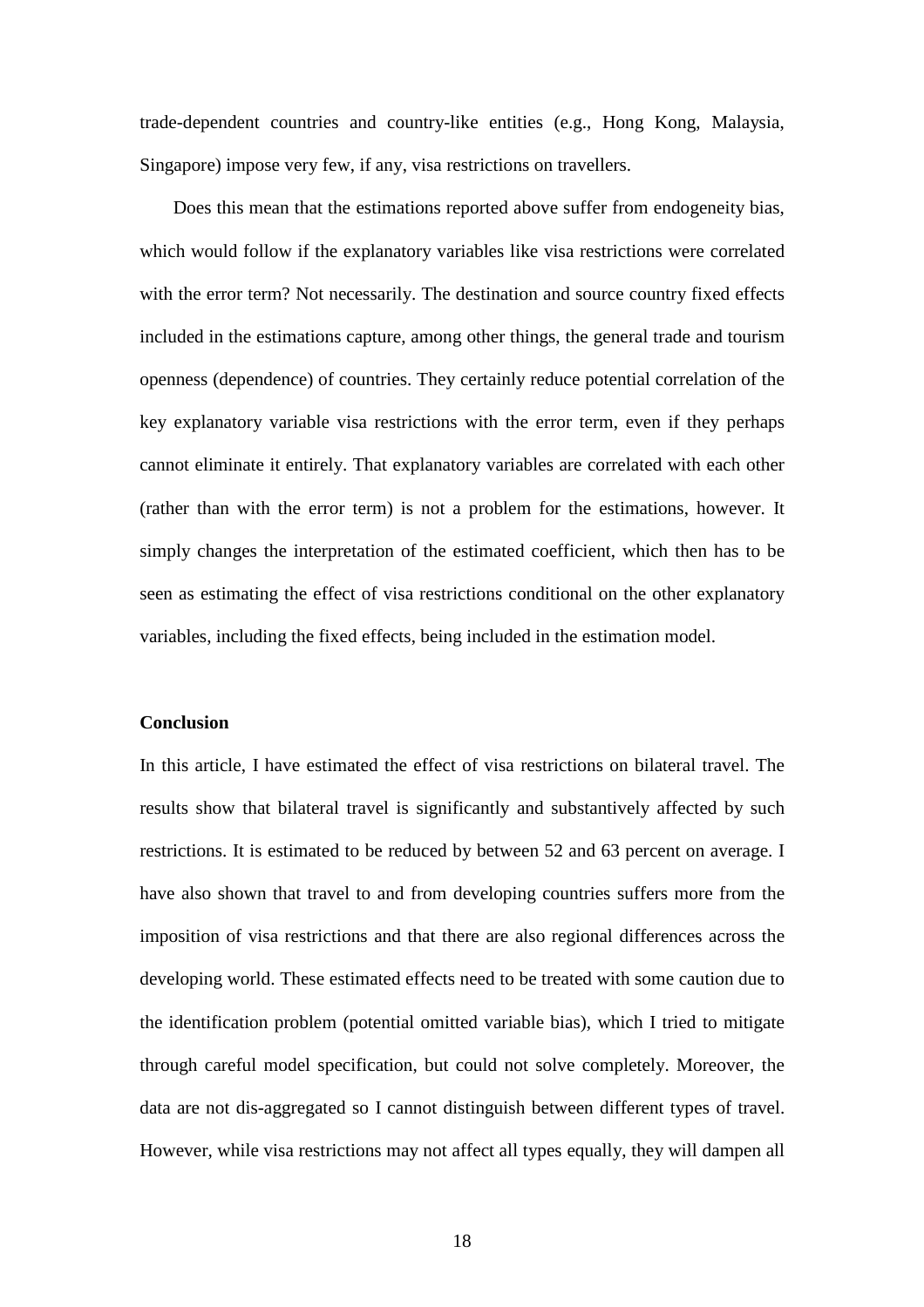trade-dependent countries and country-like entities (e.g., Hong Kong, Malaysia, Singapore) impose very few, if any, visa restrictions on travellers.

Does this mean that the estimations reported above suffer from endogeneity bias, which would follow if the explanatory variables like visa restrictions were correlated with the error term? Not necessarily. The destination and source country fixed effects included in the estimations capture, among other things, the general trade and tourism openness (dependence) of countries. They certainly reduce potential correlation of the key explanatory variable visa restrictions with the error term, even if they perhaps cannot eliminate it entirely. That explanatory variables are correlated with each other (rather than with the error term) is not a problem for the estimations, however. It simply changes the interpretation of the estimated coefficient, which then has to be seen as estimating the effect of visa restrictions conditional on the other explanatory variables, including the fixed effects, being included in the estimation model.

**Conclusion**

In this article, I have estimated the effect of visa restrictions on bilateral travel. The results show that bilateral travel is significantly and substantively affected by such restrictions. It is estimated to be reduced by between 52 and 63 percent on average. I have also shown that travel to and from developing countries suffers more from the imposition of visa restrictions and that there are also regional differences across the developing world. These estimated effects need to be treated with some caution due to the identification problem (potential omitted variable bias), which I tried to mitigate through careful model specification, but could not solve completely. Moreover, the data are not dis-aggregated so I cannot distinguish between different types of travel. However, while visa restrictions may not affect all types equally, they will dampen all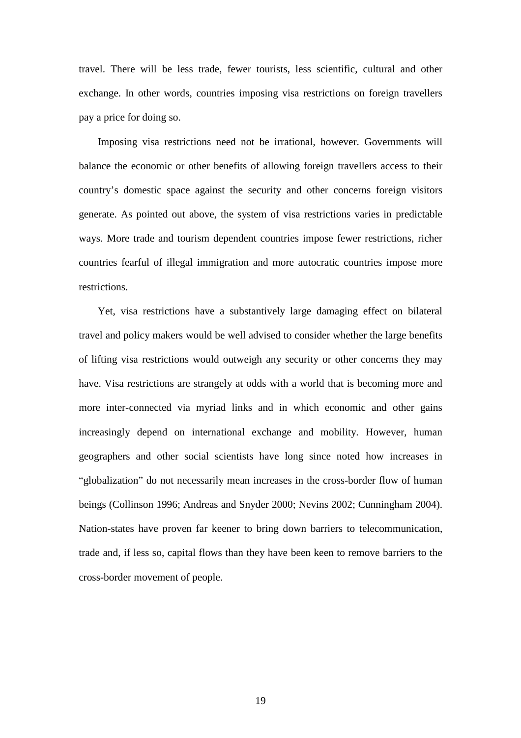travel. There will be less trade, fewer tourists, less scientific, cultural and other exchange. In other words, countries imposing visa restrictions on foreign travellers pay a price for doing so.

Imposing visa restrictions need not be irrational, however. Governments will balance the economic or other benefits of allowing foreign travellers access to their country's domestic space against the security and other concerns foreign visitors generate. As pointed out above, the system of visa restrictions varies in predictable ways. More trade and tourism dependent countries impose fewer restrictions, richer countries fearful of illegal immigration and more autocratic countries impose more restrictions.

Yet, visa restrictions have a substantively large damaging effect on bilateral travel and policy makers would be well advised to consider whether the large benefits of lifting visa restrictions would outweigh any security or other concerns they may have. Visa restrictions are strangely at odds with a world that is becoming more and more inter-connected via myriad links and in which economic and other gains increasingly depend on international exchange and mobility. However, human geographers and other social scientists have long since noted how increases in "globalization" do not necessarily mean increases in the cross-border flow of human beings (Collinson 1996; Andreas and Snyder 2000; Nevins 2002; Cunningham 2004). Nation-states have proven far keener to bring down barriers to telecommunication, trade and, if less so, capital flows than they have been keen to remove barriers to the cross-border movement of people.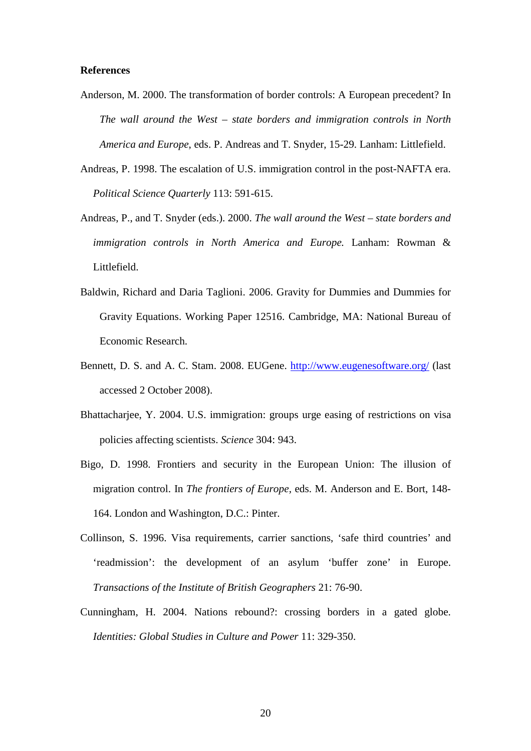**References**

Anderson, M. 2000. The transformation of border controls: A European precedent? In *The wall around the West – state borders and immigration controls in North America and Europe*, eds. P. Andreas and T. Snyder, 15-29. Lanham: Littlefield.

Andreas, P. 1998. The escalation of U.S. immigration control in the post-NAFTA era. *Political Science Quarterly* 113: 591-615.

Andreas, P., and T. Snyder (eds.). 2000. *The wall around the West – state borders and immigration controls in North America and Europe.* Lanham: Rowman & Littlefield.

Baldwin, Richard and Daria Taglioni. 2006. Gravity for Dummies and Dummies for Gravity Equations. Working Paper 12516. Cambridge, MA: National Bureau of Economic Research.

Bennett, D. S. and A. C. Stam. 2008. EUGene. http://www.eugenesoftware.org/ (last accessed 2 October 2008).

Bhattacharjee, Y. 2004. U.S. immigration: groups urge easing of restrictions on visa policies affecting scientists. *Science* 304: 943.

Bigo, D. 1998. Frontiers and security in the European Union: The illusion of migration control. In *The frontiers of Europe*, eds. M. Anderson and E. Bort, 148-164. London and Washington, D.C.: Pinter.

Collinson, S. 1996. Visa requirements, carrier sanctions, 'safe third countries' and 'readmission': the development of an asylum 'buffer zone' in Europe. *Transactions of the Institute of British Geographers* 21: 76-90.

Cunningham, H. 2004. Nations rebound?: crossing borders in a gated globe. *Identities: Global Studies in Culture and Power* 11: 329-350.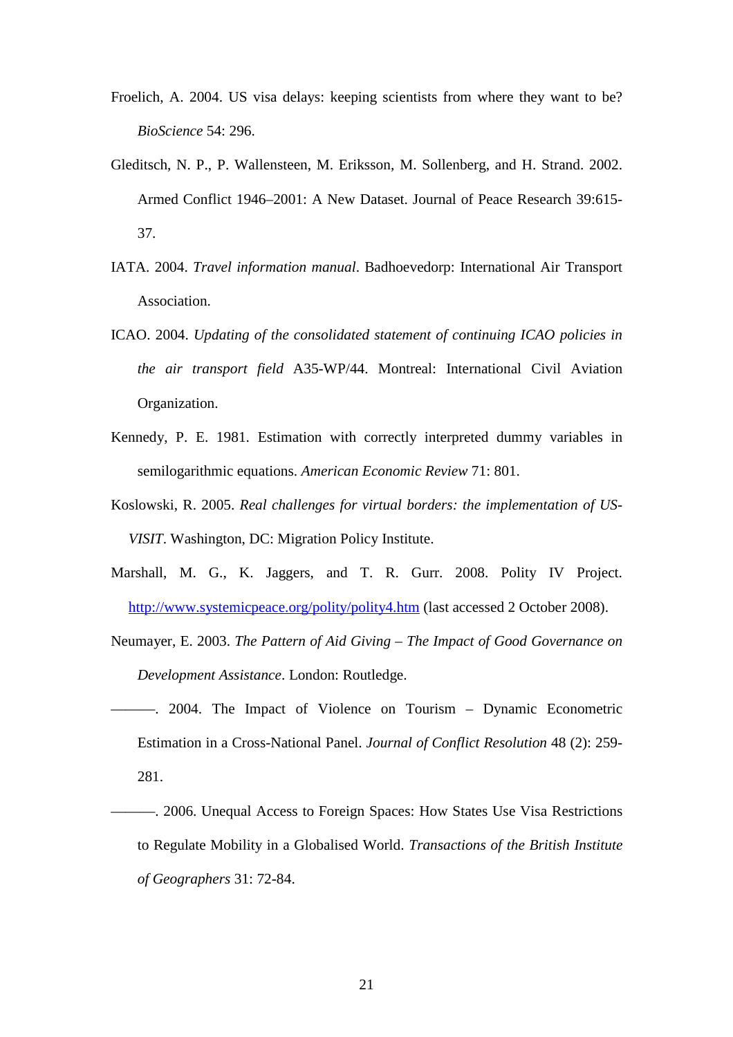Froelich, A. 2004. US visa delays: keeping scientists from where they want to be? *BioScience* 54: 296.

Gleditsch, N. P., P. Wallensteen, M. Eriksson, M. Sollenberg, and H. Strand. 2002. Armed Conflict 1946–2001: A New Dataset. Journal of Peace Research 39:615-37.

IATA. 2004. *Travel information manual*. Badhoevedorp: International Air Transport Association.

ICAO. 2004. *Updating of the consolidated statement of continuing ICAO policies in the air transport field* A35-WP/44. Montreal: International Civil Aviation Organization.

Kennedy, P. E. 1981. Estimation with correctly interpreted dummy variables in semilogarithmic equations. *American Economic Review* 71: 801.

Koslowski, R. 2005. *Real challenges for virtual borders: the implementation of US-VISIT*. Washington, DC: Migration Policy Institute.

Marshall, M. G., K. Jaggers, and T. R. Gurr. 2008. Polity IV Project. http://www.systemicpeace.org/polity/polity4.htm (last accessed 2 October 2008).

Neumayer, E. 2003. *The Pattern of Aid Giving – The Impact of Good Governance on Development Assistance*. London: Routledge.

———. 2004. The Impact of Violence on Tourism – Dynamic Econometric Estimation in a Cross-National Panel. *Journal of Conflict Resolution* 48 (2): 259-281.

———. 2006. Unequal Access to Foreign Spaces: How States Use Visa Restrictions to Regulate Mobility in a Globalised World. *Transactions of the British Institute of Geographers* 31: 72-84.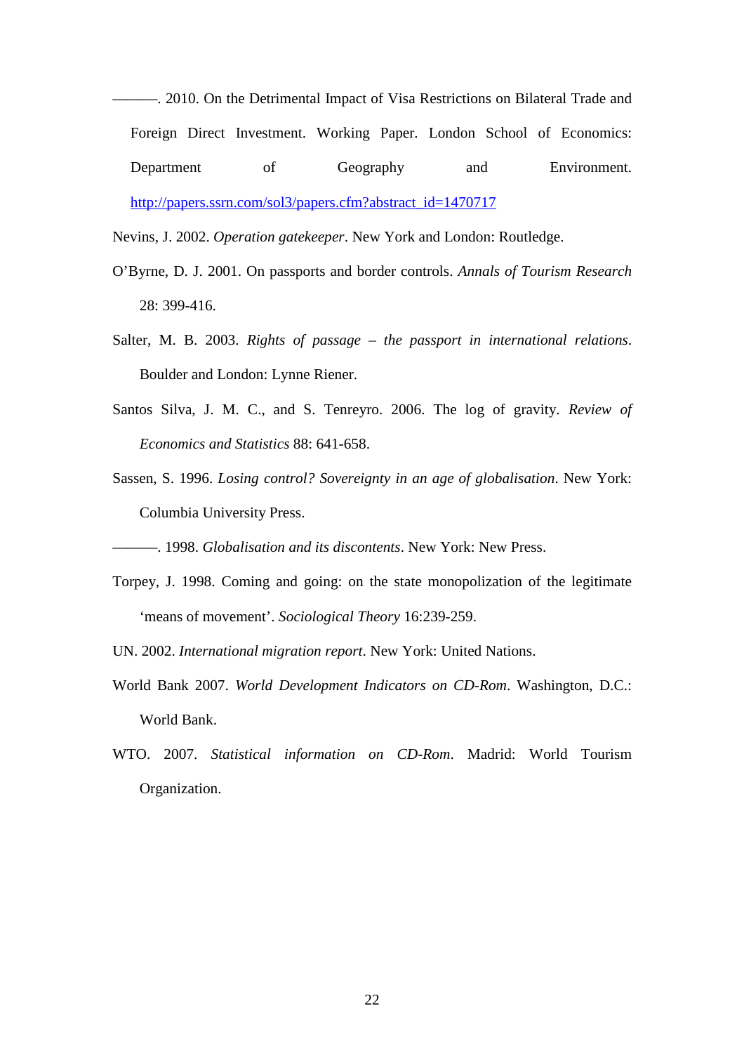———. 2010. On the Detrimental Impact of Visa Restrictions on Bilateral Trade and Foreign Direct Investment. Working Paper. London School of Economics: Department of Geography and Environment. http://papers.ssrn.com/sol3/papers.cfm?abstract_id=1470717

Nevins, J. 2002. *Operation gatekeeper*. New York and London: Routledge.

O'Byrne, D. J. 2001. On passports and border controls. *Annals of Tourism Research* 28: 399-416.

Salter, M. B. 2003. *Rights of passage – the passport in international relations*. Boulder and London: Lynne Riener.

Santos Silva, J. M. C., and S. Tenreyro. 2006. The log of gravity. *Review of Economics and Statistics* 88: 641-658.

Sassen, S. 1996. *Losing control? Sovereignty in an age of globalisation*. New York: Columbia University Press.

———. 1998. *Globalisation and its discontents*. New York: New Press.

Torpey, J. 1998. Coming and going: on the state monopolization of the legitimate 'means of movement'. *Sociological Theory* 16:239-259.

UN. 2002. *International migration report*. New York: United Nations.

World Bank 2007. *World Development Indicators on CD-Rom*. Washington, D.C.: World Bank.

WTO. 2007. *Statistical information on CD-Rom*. Madrid: World Tourism Organization.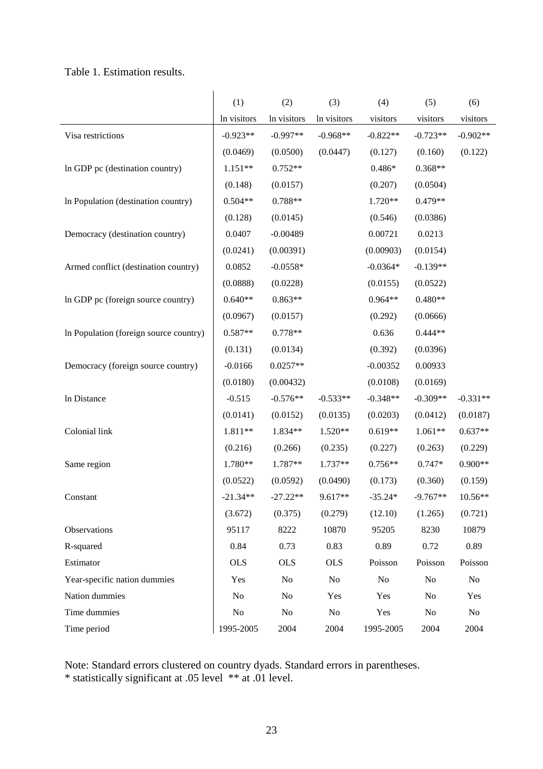Table 1. Estimation results.

| | (1) | (2) | (3) | (4) | (5) | (6) |
|---|---|---|---|---|---|---|
| | ln visitors | ln visitors | ln visitors | visitors | visitors | visitors |
| Visa restrictions | -0.923** | -0.997** | -0.968** | -0.822** | -0.723** | -0.902** |
| | (0.0469) | (0.0500) | (0.0447) | (0.127) | (0.160) | (0.122) |
| ln GDP pc (destination country) | 1.151** | 0.752** | | 0.486* | 0.368** | |
| | (0.148) | (0.0157) | | (0.207) | (0.0504) | |
| ln Population (destination country) | 0.504** | 0.788** | | 1.720** | 0.479** | |
| | (0.128) | (0.0145) | | (0.546) | (0.0386) | |
| Democracy (destination country) | 0.0407 | -0.00489 | | 0.00721 | 0.0213 | |
| | (0.0241) | (0.00391) | | (0.00903) | (0.0154) | |
| Armed conflict (destination country) | 0.0852 | -0.0558* | | -0.0364* | -0.139** | |
| | (0.0888) | (0.0228) | | (0.0155) | (0.0522) | |
| ln GDP pc (foreign source country) | 0.640** | 0.863** | | 0.964** | 0.480** | |
| | (0.0967) | (0.0157) | | (0.292) | (0.0666) | |
| ln Population (foreign source country) | 0.587** | 0.778** | | 0.636 | 0.444** | |
| | (0.131) | (0.0134) | | (0.392) | (0.0396) | |
| Democracy (foreign source country) | -0.0166 | 0.0257** | | -0.00352 | 0.00933 | |
| | (0.0180) | (0.00432) | | (0.0108) | (0.0169) | |
| ln Distance | -0.515 | -0.576** | -0.533** | -0.348** | -0.309** | -0.331** |
| | (0.0141) | (0.0152) | (0.0135) | (0.0203) | (0.0412) | (0.0187) |
| Colonial link | 1.811** | 1.834** | 1.520** | 0.619** | 1.061** | 0.637** |
| | (0.216) | (0.266) | (0.235) | (0.227) | (0.263) | (0.229) |
| Same region | 1.780** | 1.787** | 1.737** | 0.756** | 0.747* | 0.900** |
| | (0.0522) | (0.0592) | (0.0490) | (0.173) | (0.360) | (0.159) |
| Constant | -21.34** | -27.22** | 9.617** | -35.24* | -9.767** | 10.56** |
| | (3.672) | (0.375) | (0.279) | (12.10) | (1.265) | (0.721) |
| Observations | 95117 | 8222 | 10870 | 95205 | 8230 | 10879 |
| R-squared | 0.84 | 0.73 | 0.83 | 0.89 | 0.72 | 0.89 |
| Estimator | OLS | OLS | OLS | Poisson | Poisson | Poisson |
| Year-specific nation dummies | Yes | No | No | No | No | No |
| Nation dummies | No | No | Yes | Yes | No | Yes |
| Time dummies | No | No | No | Yes | No | No |
| Time period | 1995-2005 | 2004 | 2004 | 1995-2005 | 2004 | 2004 |

Note: Standard errors clustered on country dyads. Standard errors in parentheses.
* statistically significant at .05 level ** at .01 level.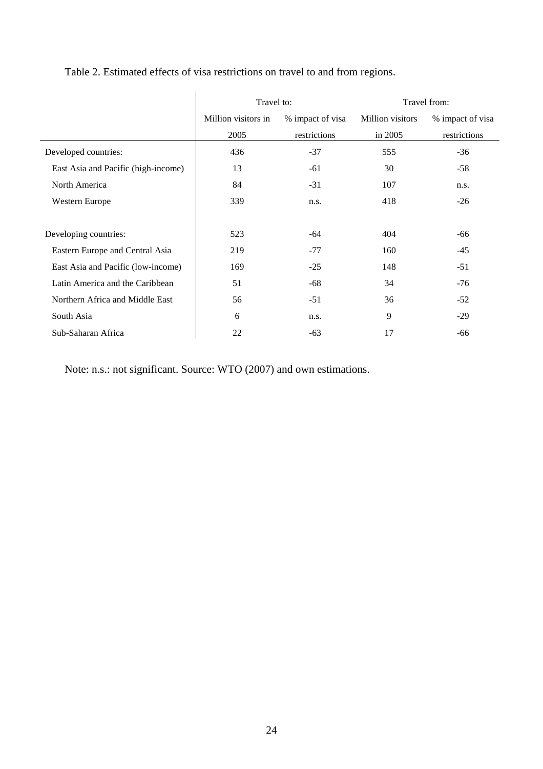Table 2. Estimated effects of visa restrictions on travel to and from regions.

| | Travel to: | | Travel from: | |
|---|---|---|---|---|
| | Million visitors in 2005 | % impact of visa restrictions | Million visitors in 2005 | % impact of visa restrictions |
| Developed countries: | 436 | -37 | 555 | -36 |
| East Asia and Pacific (high-income) | 13 | -61 | 30 | -58 |
| North America | 84 | -31 | 107 | n.s. |
| Western Europe | 339 | n.s. | 418 | -26 |
| | | | | |
| Developing countries: | 523 | -64 | 404 | -66 |
| Eastern Europe and Central Asia | 219 | -77 | 160 | -45 |
| East Asia and Pacific (low-income) | 169 | -25 | 148 | -51 |
| Latin America and the Caribbean | 51 | -68 | 34 | -76 |
| Northern Africa and Middle East | 56 | -51 | 36 | -52 |
| South Asia | 6 | n.s. | 9 | -29 |
| Sub-Saharan Africa | 22 | -63 | 17 | -66 |

Note: n.s.: not significant. Source: WTO (2007) and own estimations.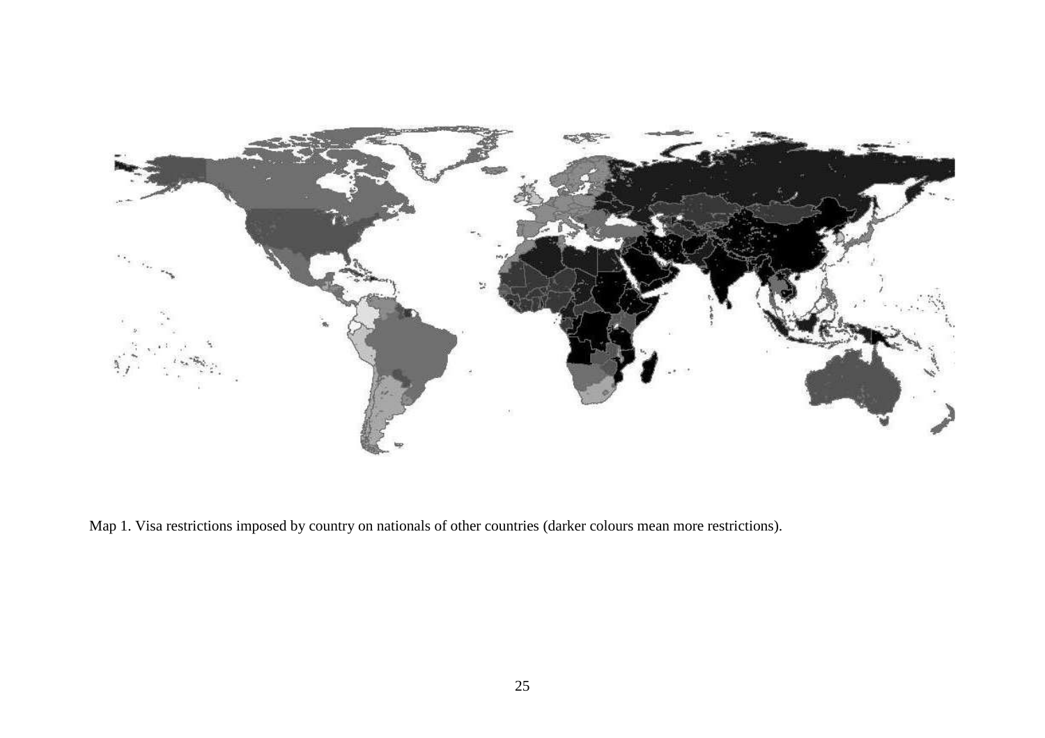Map 1. Visa restrictions imposed by country on nationals of other countries (darker colours mean more restrictions).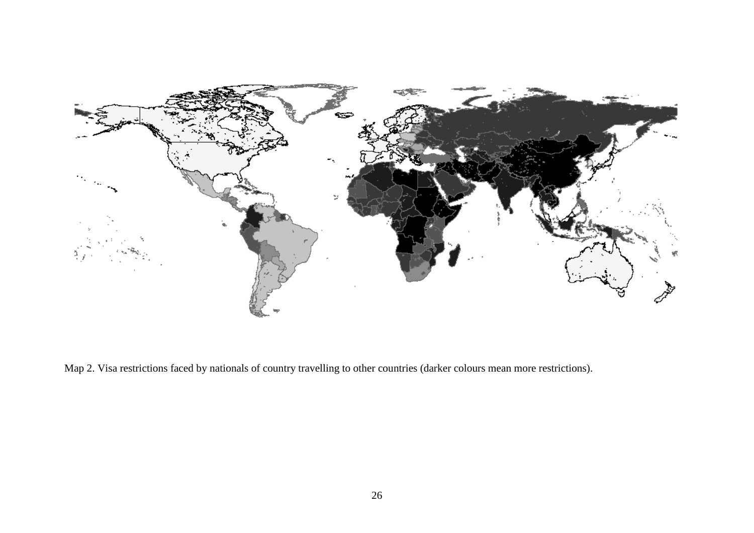Map 2. Visa restrictions faced by nationals of country travelling to other countries (darker colours mean more restrictions).